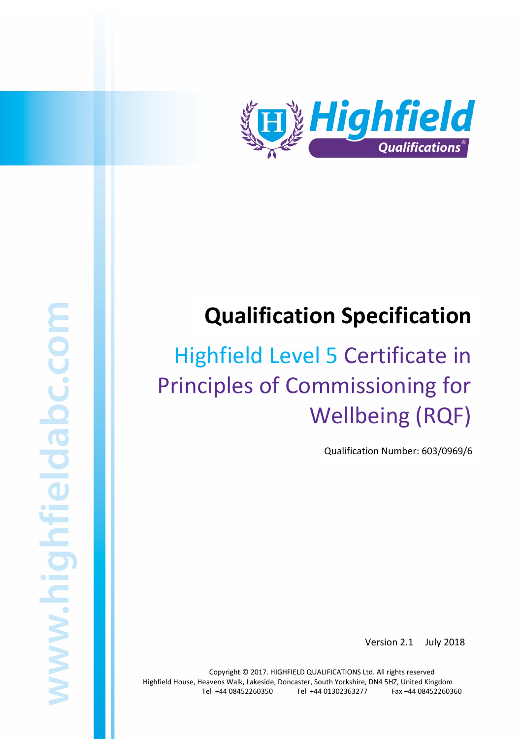# Qualification Specification

## Highfield Level 5 Certificate in Principles of Commissioning for Wellbeing (RQF)

Qualification Number: 603/0969/6

Version 2.1 July 2018

Copyright © 2017. HIGHFIELD QUALIFICATIONS Ltd. All rights reserved
Highfield House, Heavens Walk, Lakeside, Doncaster, South Yorkshire, DN4 5HZ, United Kingdom
Tel +44 08452260350 Tel +44 01302363277 Fax +44 08452260360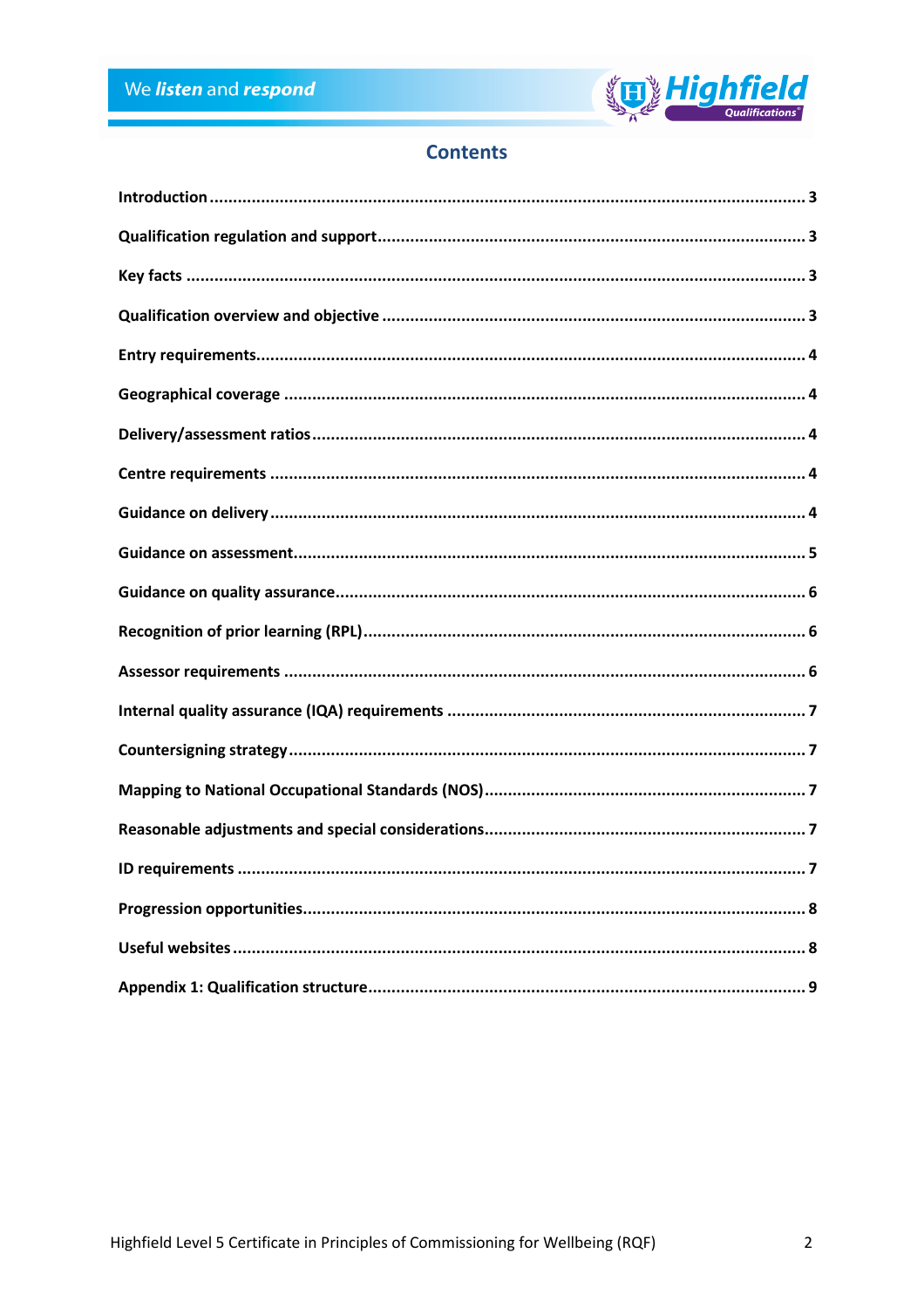## Contents

| | |
|---|---|
| **Introduction** | **3** |
| **Qualification regulation and support** | **3** |
| **Key facts** | **3** |
| **Qualification overview and objective** | **3** |
| **Entry requirements** | **4** |
| **Geographical coverage** | **4** |
| **Delivery/assessment ratios** | **4** |
| **Centre requirements** | **4** |
| **Guidance on delivery** | **4** |
| **Guidance on assessment** | **5** |
| **Guidance on quality assurance** | **6** |
| **Recognition of prior learning (RPL)** | **6** |
| **Assessor requirements** | **6** |
| **Internal quality assurance (IQA) requirements** | **7** |
| **Countersigning strategy** | **7** |
| **Mapping to National Occupational Standards (NOS)** | **7** |
| **Reasonable adjustments and special considerations** | **7** |
| **ID requirements** | **7** |
| **Progression opportunities** | **8** |
| **Useful websites** | **8** |
| **Appendix 1: Qualification structure** | **9** |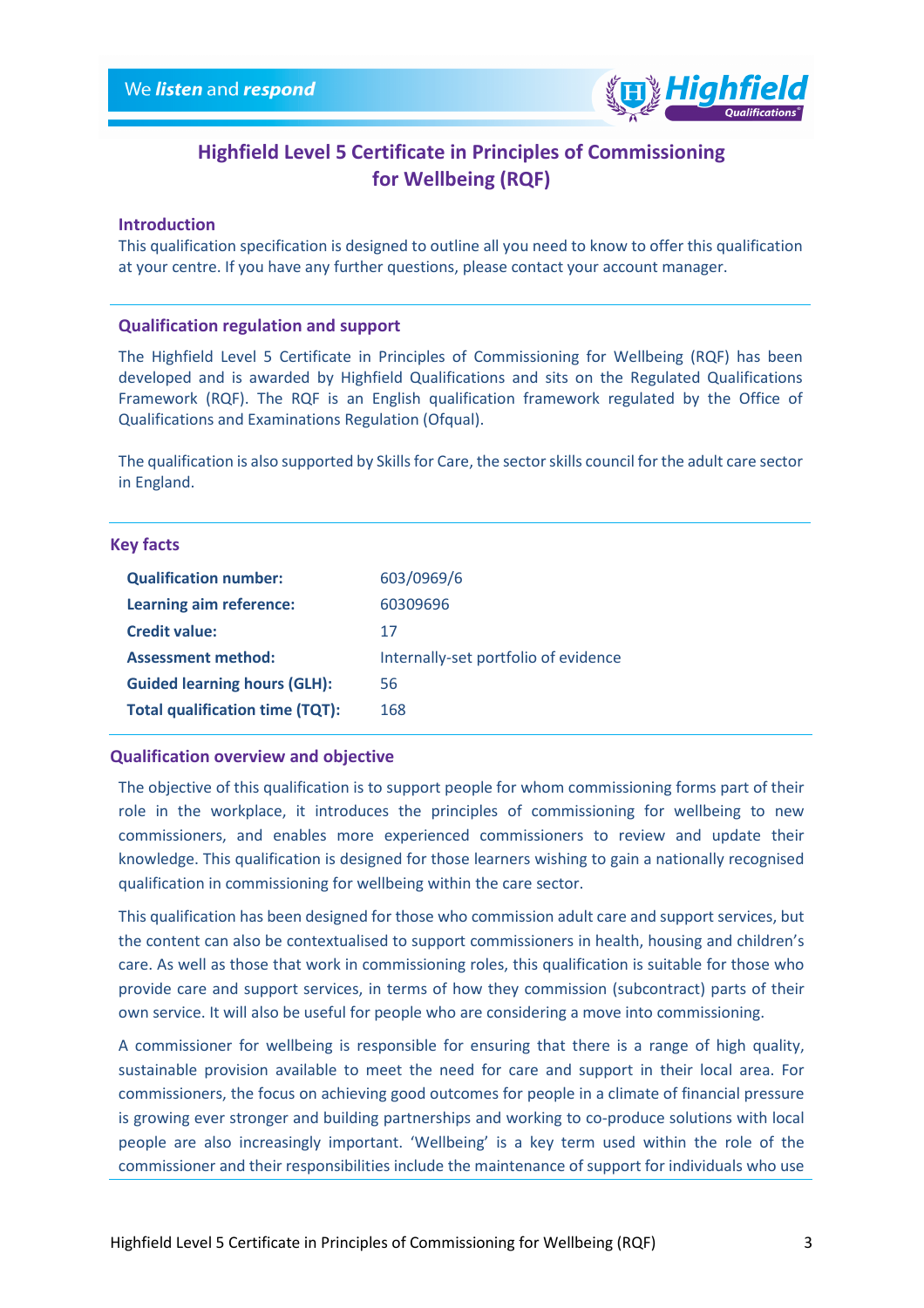# Highfield Level 5 Certificate in Principles of Commissioning for Wellbeing (RQF)

## Introduction

This qualification specification is designed to outline all you need to know to offer this qualification at your centre. If you have any further questions, please contact your account manager.

## Qualification regulation and support

The Highfield Level 5 Certificate in Principles of Commissioning for Wellbeing (RQF) has been developed and is awarded by Highfield Qualifications and sits on the Regulated Qualifications Framework (RQF). The RQF is an English qualification framework regulated by the Office of Qualifications and Examinations Regulation (Ofqual).

The qualification is also supported by Skills for Care, the sector skills council for the adult care sector in England.

## Key facts

| | |
|---|---|
| **Qualification number:** | 603/0969/6 |
| **Learning aim reference:** | 60309696 |
| **Credit value:** | 17 |
| **Assessment method:** | Internally-set portfolio of evidence |
| **Guided learning hours (GLH):** | 56 |
| **Total qualification time (TQT):** | 168 |

## Qualification overview and objective

The objective of this qualification is to support people for whom commissioning forms part of their role in the workplace, it introduces the principles of commissioning for wellbeing to new commissioners, and enables more experienced commissioners to review and update their knowledge. This qualification is designed for those learners wishing to gain a nationally recognised qualification in commissioning for wellbeing within the care sector.

This qualification has been designed for those who commission adult care and support services, but the content can also be contextualised to support commissioners in health, housing and children's care. As well as those that work in commissioning roles, this qualification is suitable for those who provide care and support services, in terms of how they commission (subcontract) parts of their own service. It will also be useful for people who are considering a move into commissioning.

A commissioner for wellbeing is responsible for ensuring that there is a range of high quality, sustainable provision available to meet the need for care and support in their local area. For commissioners, the focus on achieving good outcomes for people in a climate of financial pressure is growing ever stronger and building partnerships and working to co-produce solutions with local people are also increasingly important. 'Wellbeing' is a key term used within the role of the commissioner and their responsibilities include the maintenance of support for individuals who use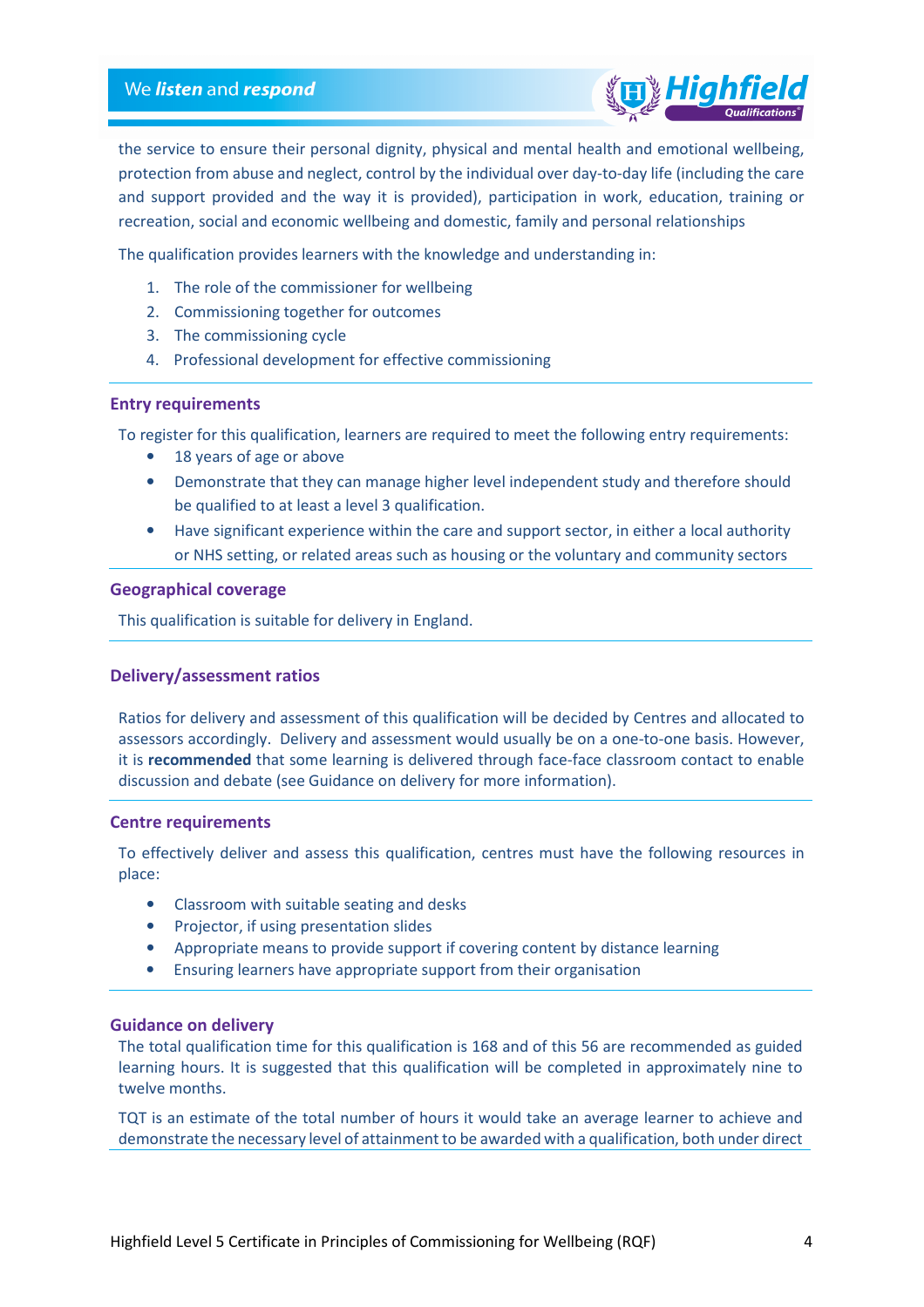the service to ensure their personal dignity, physical and mental health and emotional wellbeing, protection from abuse and neglect, control by the individual over day-to-day life (including the care and support provided and the way it is provided), participation in work, education, training or recreation, social and economic wellbeing and domestic, family and personal relationships

The qualification provides learners with the knowledge and understanding in:

1. The role of the commissioner for wellbeing
2. Commissioning together for outcomes
3. The commissioning cycle
4. Professional development for effective commissioning

### Entry requirements

To register for this qualification, learners are required to meet the following entry requirements:

- 18 years of age or above
- Demonstrate that they can manage higher level independent study and therefore should be qualified to at least a level 3 qualification.
- Have significant experience within the care and support sector, in either a local authority or NHS setting, or related areas such as housing or the voluntary and community sectors

### Geographical coverage

This qualification is suitable for delivery in England.

### Delivery/assessment ratios

Ratios for delivery and assessment of this qualification will be decided by Centres and allocated to assessors accordingly. Delivery and assessment would usually be on a one-to-one basis. However, it is **recommended** that some learning is delivered through face-face classroom contact to enable discussion and debate (see Guidance on delivery for more information).

### Centre requirements

To effectively deliver and assess this qualification, centres must have the following resources in place:

- Classroom with suitable seating and desks
- Projector, if using presentation slides
- Appropriate means to provide support if covering content by distance learning
- Ensuring learners have appropriate support from their organisation

### Guidance on delivery

The total qualification time for this qualification is 168 and of this 56 are recommended as guided learning hours. It is suggested that this qualification will be completed in approximately nine to twelve months.

TQT is an estimate of the total number of hours it would take an average learner to achieve and demonstrate the necessary level of attainment to be awarded with a qualification, both under direct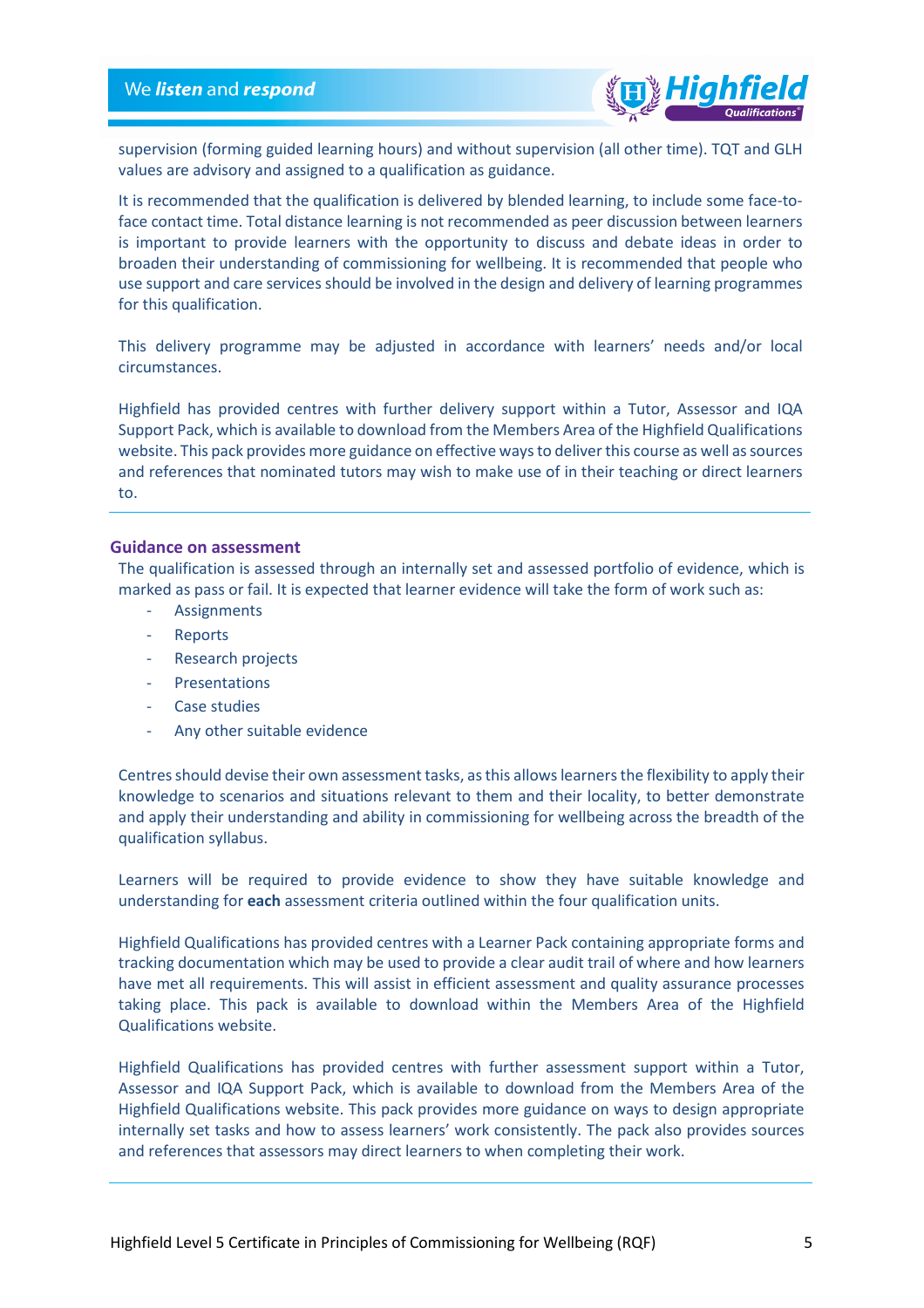supervision (forming guided learning hours) and without supervision (all other time). TQT and GLH values are advisory and assigned to a qualification as guidance.

It is recommended that the qualification is delivered by blended learning, to include some face-to-face contact time. Total distance learning is not recommended as peer discussion between learners is important to provide learners with the opportunity to discuss and debate ideas in order to broaden their understanding of commissioning for wellbeing. It is recommended that people who use support and care services should be involved in the design and delivery of learning programmes for this qualification.

This delivery programme may be adjusted in accordance with learners' needs and/or local circumstances.

Highfield has provided centres with further delivery support within a Tutor, Assessor and IQA Support Pack, which is available to download from the Members Area of the Highfield Qualifications website. This pack provides more guidance on effective ways to deliver this course as well as sources and references that nominated tutors may wish to make use of in their teaching or direct learners to.

## Guidance on assessment

The qualification is assessed through an internally set and assessed portfolio of evidence, which is marked as pass or fail. It is expected that learner evidence will take the form of work such as:

- Assignments
- Reports
- Research projects
- Presentations
- Case studies
- Any other suitable evidence

Centres should devise their own assessment tasks, as this allows learners the flexibility to apply their knowledge to scenarios and situations relevant to them and their locality, to better demonstrate and apply their understanding and ability in commissioning for wellbeing across the breadth of the qualification syllabus.

Learners will be required to provide evidence to show they have suitable knowledge and understanding for **each** assessment criteria outlined within the four qualification units.

Highfield Qualifications has provided centres with a Learner Pack containing appropriate forms and tracking documentation which may be used to provide a clear audit trail of where and how learners have met all requirements. This will assist in efficient assessment and quality assurance processes taking place. This pack is available to download within the Members Area of the Highfield Qualifications website.

Highfield Qualifications has provided centres with further assessment support within a Tutor, Assessor and IQA Support Pack, which is available to download from the Members Area of the Highfield Qualifications website. This pack provides more guidance on ways to design appropriate internally set tasks and how to assess learners' work consistently. The pack also provides sources and references that assessors may direct learners to when completing their work.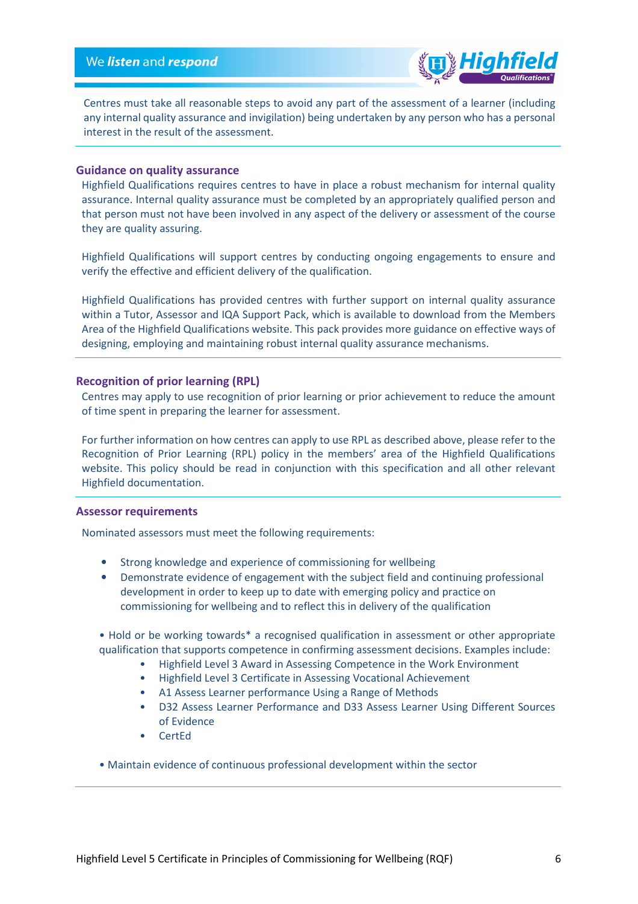Centres must take all reasonable steps to avoid any part of the assessment of a learner (including any internal quality assurance and invigilation) being undertaken by any person who has a personal interest in the result of the assessment.

## Guidance on quality assurance

Highfield Qualifications requires centres to have in place a robust mechanism for internal quality assurance. Internal quality assurance must be completed by an appropriately qualified person and that person must not have been involved in any aspect of the delivery or assessment of the course they are quality assuring.

Highfield Qualifications will support centres by conducting ongoing engagements to ensure and verify the effective and efficient delivery of the qualification.

Highfield Qualifications has provided centres with further support on internal quality assurance within a Tutor, Assessor and IQA Support Pack, which is available to download from the Members Area of the Highfield Qualifications website. This pack provides more guidance on effective ways of designing, employing and maintaining robust internal quality assurance mechanisms.

## Recognition of prior learning (RPL)

Centres may apply to use recognition of prior learning or prior achievement to reduce the amount of time spent in preparing the learner for assessment.

For further information on how centres can apply to use RPL as described above, please refer to the Recognition of Prior Learning (RPL) policy in the members' area of the Highfield Qualifications website. This policy should be read in conjunction with this specification and all other relevant Highfield documentation.

## Assessor requirements

Nominated assessors must meet the following requirements:

- Strong knowledge and experience of commissioning for wellbeing
- Demonstrate evidence of engagement with the subject field and continuing professional development in order to keep up to date with emerging policy and practice on commissioning for wellbeing and to reflect this in delivery of the qualification

- Hold or be working towards* a recognised qualification in assessment or other appropriate qualification that supports competence in confirming assessment decisions. Examples include:
    - Highfield Level 3 Award in Assessing Competence in the Work Environment
    - Highfield Level 3 Certificate in Assessing Vocational Achievement
    - A1 Assess Learner performance Using a Range of Methods
    - D32 Assess Learner Performance and D33 Assess Learner Using Different Sources of Evidence
    - CertEd

- Maintain evidence of continuous professional development within the sector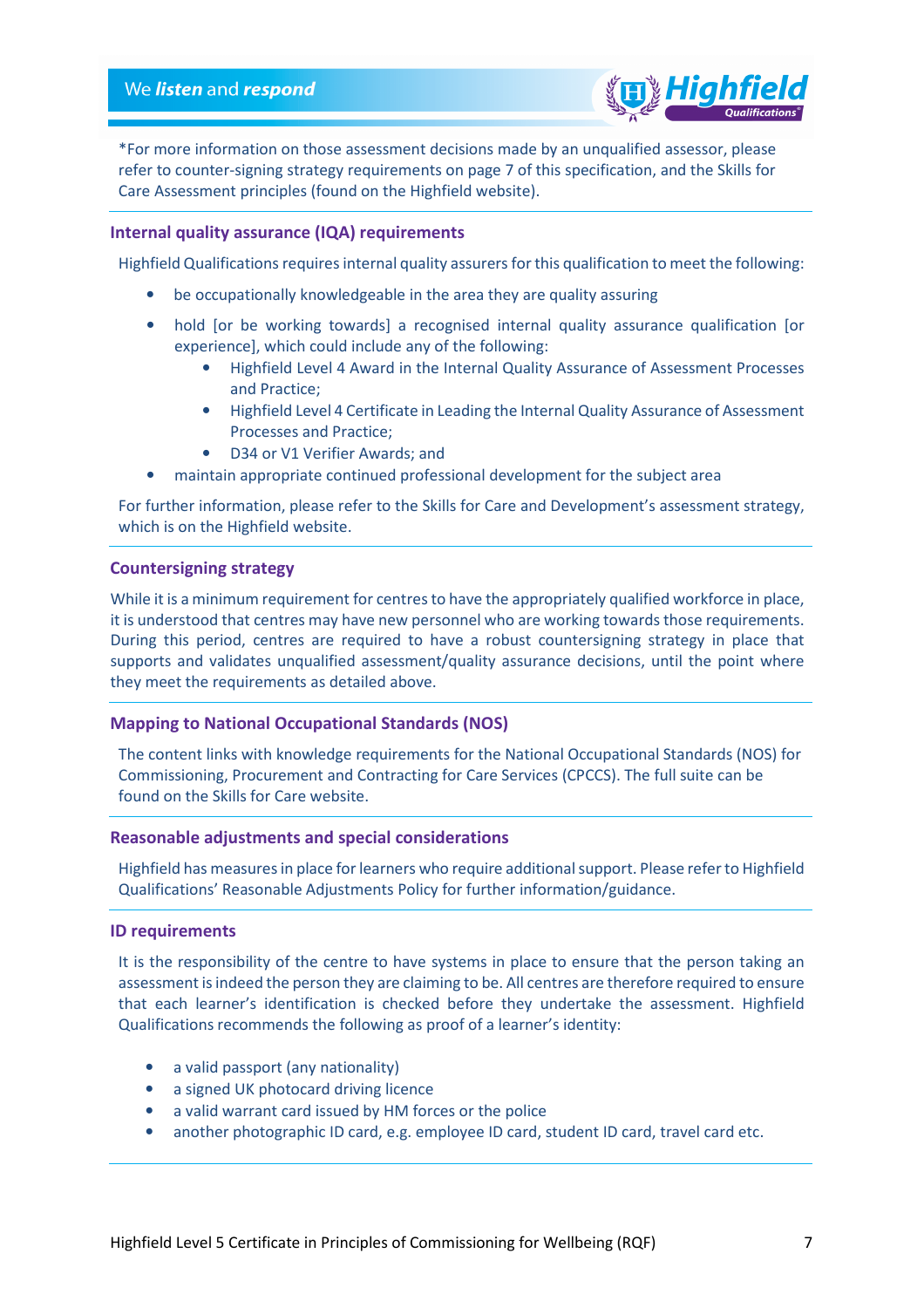*For more information on those assessment decisions made by an unqualified assessor, please refer to counter-signing strategy requirements on page 7 of this specification, and the Skills for Care Assessment principles (found on the Highfield website).

### Internal quality assurance (IQA) requirements

Highfield Qualifications requires internal quality assurers for this qualification to meet the following:

- be occupationally knowledgeable in the area they are quality assuring
- hold [or be working towards] a recognised internal quality assurance qualification [or experience], which could include any of the following:
  - Highfield Level 4 Award in the Internal Quality Assurance of Assessment Processes and Practice;
  - Highfield Level 4 Certificate in Leading the Internal Quality Assurance of Assessment Processes and Practice;
  - D34 or V1 Verifier Awards; and
- maintain appropriate continued professional development for the subject area

For further information, please refer to the Skills for Care and Development's assessment strategy, which is on the Highfield website.

### Countersigning strategy

While it is a minimum requirement for centres to have the appropriately qualified workforce in place, it is understood that centres may have new personnel who are working towards those requirements. During this period, centres are required to have a robust countersigning strategy in place that supports and validates unqualified assessment/quality assurance decisions, until the point where they meet the requirements as detailed above.

### Mapping to National Occupational Standards (NOS)

The content links with knowledge requirements for the National Occupational Standards (NOS) for Commissioning, Procurement and Contracting for Care Services (CPCCS). The full suite can be found on the Skills for Care website.

### Reasonable adjustments and special considerations

Highfield has measures in place for learners who require additional support. Please refer to Highfield Qualifications' Reasonable Adjustments Policy for further information/guidance.

### ID requirements

It is the responsibility of the centre to have systems in place to ensure that the person taking an assessment is indeed the person they are claiming to be. All centres are therefore required to ensure that each learner's identification is checked before they undertake the assessment. Highfield Qualifications recommends the following as proof of a learner's identity:

- a valid passport (any nationality)
- a signed UK photocard driving licence
- a valid warrant card issued by HM forces or the police
- another photographic ID card, e.g. employee ID card, student ID card, travel card etc.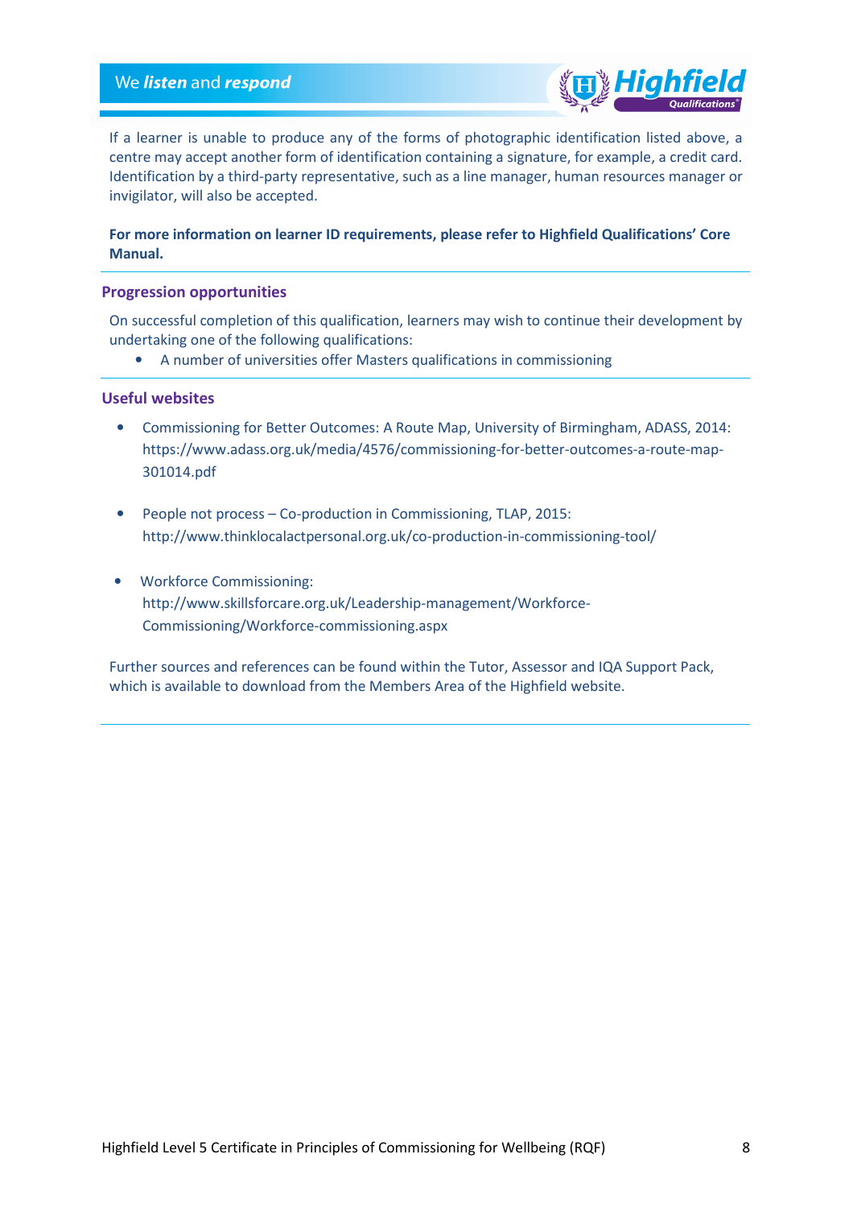If a learner is unable to produce any of the forms of photographic identification listed above, a centre may accept another form of identification containing a signature, for example, a credit card. Identification by a third-party representative, such as a line manager, human resources manager or invigilator, will also be accepted.

**For more information on learner ID requirements, please refer to Highfield Qualifications' Core Manual.**

## Progression opportunities

On successful completion of this qualification, learners may wish to continue their development by undertaking one of the following qualifications:

- A number of universities offer Masters qualifications in commissioning

## Useful websites

- Commissioning for Better Outcomes: A Route Map, University of Birmingham, ADASS, 2014: https://www.adass.org.uk/media/4576/commissioning-for-better-outcomes-a-route-map-301014.pdf
- People not process – Co-production in Commissioning, TLAP, 2015: http://www.thinklocalactpersonal.org.uk/co-production-in-commissioning-tool/
- Workforce Commissioning: http://www.skillsforcare.org.uk/Leadership-management/Workforce-Commissioning/Workforce-commissioning.aspx

Further sources and references can be found within the Tutor, Assessor and IQA Support Pack, which is available to download from the Members Area of the Highfield website.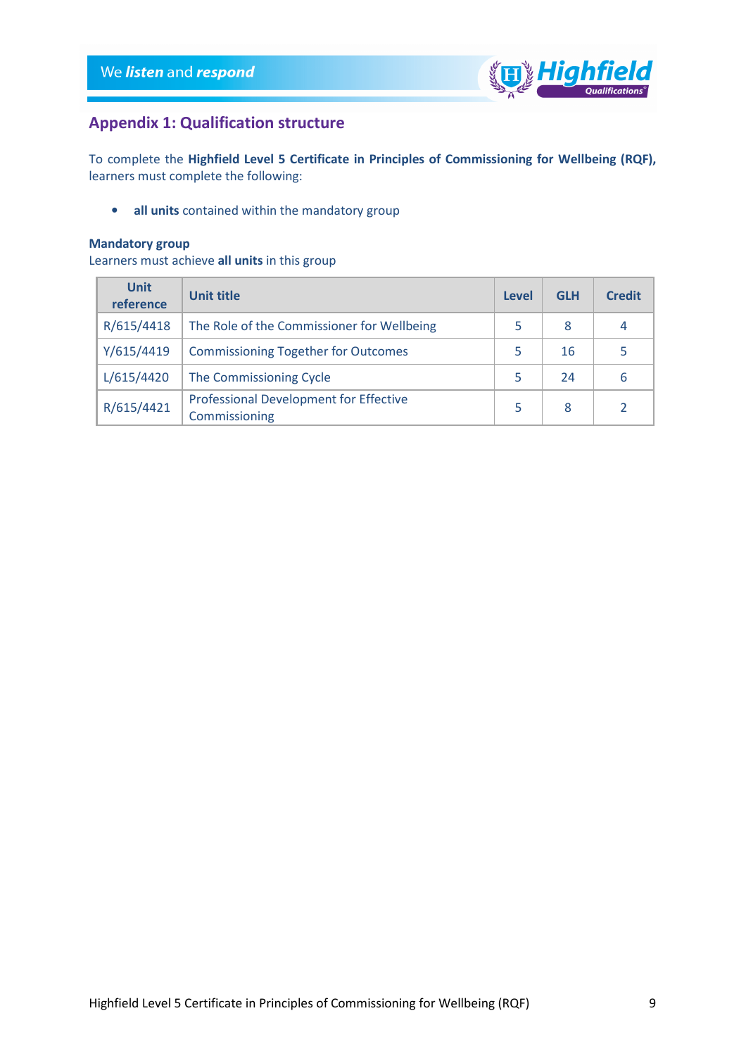## Appendix 1: Qualification structure

To complete the **Highfield Level 5 Certificate in Principles of Commissioning for Wellbeing (RQF),** learners must complete the following:

- **all units** contained within the mandatory group

**Mandatory group**
Learners must achieve **all units** in this group

| Unit reference | Unit title | Level | GLH | Credit |
|---|---|---|---|---|
| R/615/4418 | The Role of the Commissioner for Wellbeing | 5 | 8 | 4 |
| Y/615/4419 | Commissioning Together for Outcomes | 5 | 16 | 5 |
| L/615/4420 | The Commissioning Cycle | 5 | 24 | 6 |
| R/615/4421 | Professional Development for Effective Commissioning | 5 | 8 | 2 |